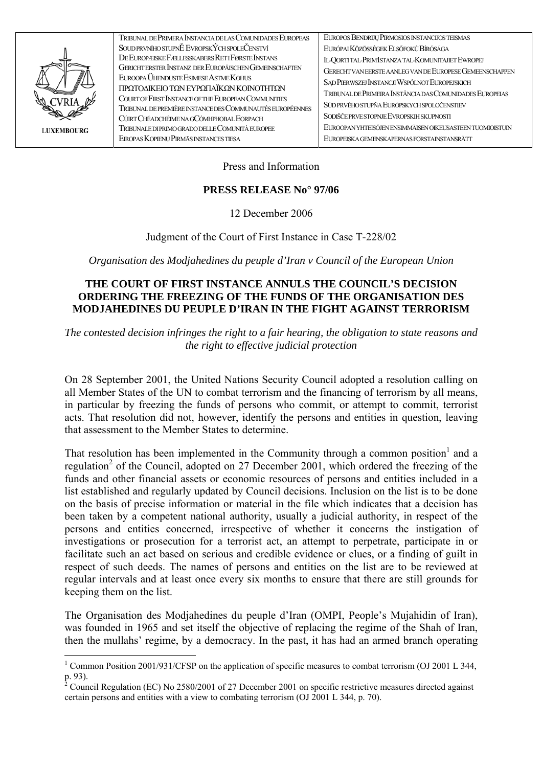| | TRIBUNAL DE PRIMERA INSTANCIA DE LAS COMUNIDADES EUROPEAS<br>SOUD PRVNÍHO STUPNĚ EVROPSKÝCH SPOLEČENSTVÍ<br>DE EUROPÆISKE FÆLLESSKABERS RET I FØRSTE INSTANS<br>GERICHT ERSTER INSTANZ DER EUROPÄISCHEN GEMEINSCHAFTEN<br>EUROOPA ÜHENDUSTE ESIMESE ASTME KOHUS<br>ΠΡΩΤΟΔΙΚΕΙΟ ΤΩΝ ΕΥΡΩΠΑΪΚΩΝ ΚΟΙΝΟΤΗΤΩΝ<br>COURT OF FIRST INSTANCE OF THE EUROPEAN COMMUNITIES<br>TRIBUNAL DE PREMIÈRE INSTANCE DES COMMUNAUTÉS EUROPÉENNES<br>CÚIRT CHÉADCHÉIME NA gCÓMHPHOBAL EORPACH<br>TRIBUNALE DI PRIMO GRADO DELLE COMUNITÀ EUROPEE<br>EIROPAS KOPIENU PIRMĀS INSTANCES TIESA | EUROPOS BENDRIJŲ PIRMOSIOS INSTANCIJOS TEISMAS<br>EURÓPAI KÖZÖSSÉGEK ELSŐFOKÚ BÍRÓSÁGA<br>IL-QORTI TAL-PRIM'ISTANZA TAL-KOMUNITAJIET EWROPEJ<br>GERECHT VAN EERSTE AANLEG VAN DE EUROPESE GEMEENSCHAPPEN<br>SĄD PIERWSZEJ INSTANCJI WSPÓLNOT EUROPEJSKICH<br>TRIBUNAL DE PRIMEIRA INSTÂNCIA DAS COMUNIDADES EUROPEIAS<br>SÚD PRVÉHO STUPŇA EURÓPSKYCH SPOLOČENSTIEV<br>SODIŠČE PRVE STOPNJE EVROPSKIH SKUPNOSTI<br>EUROOPAN YHTEISÖJEN ENSIMMÄISEN OIKEUSASTEEN TUOMIOISTUIN<br>EUROPEISKA GEMENSKAPERNAS FÖRSTAINSTANSRÄTT |
|---|---|---|
| CVRIA LUXEMBOURG | | |

Press and Information

**PRESS RELEASE No° 97/06**

12 December 2006

Judgment of the Court of First Instance in Case T-228/02

*Organisation des Modjahedines du peuple d'Iran v Council of the European Union*

**THE COURT OF FIRST INSTANCE ANNULS THE COUNCIL'S DECISION ORDERING THE FREEZING OF THE FUNDS OF THE ORGANISATION DES MODJAHEDINES DU PEUPLE D'IRAN IN THE FIGHT AGAINST TERRORISM**

*The contested decision infringes the right to a fair hearing, the obligation to state reasons and the right to effective judicial protection*

On 28 September 2001, the United Nations Security Council adopted a resolution calling on all Member States of the UN to combat terrorism and the financing of terrorism by all means, in particular by freezing the funds of persons who commit, or attempt to commit, terrorist acts. That resolution did not, however, identify the persons and entities in question, leaving that assessment to the Member States to determine.

That resolution has been implemented in the Community through a common position[1] and a regulation[2] of the Council, adopted on 27 December 2001, which ordered the freezing of the funds and other financial assets or economic resources of persons and entities included in a list established and regularly updated by Council decisions. Inclusion on the list is to be done on the basis of precise information or material in the file which indicates that a decision has been taken by a competent national authority, usually a judicial authority, in respect of the persons and entities concerned, irrespective of whether it concerns the instigation of investigations or prosecution for a terrorist act, an attempt to perpetrate, participate in or facilitate such an act based on serious and credible evidence or clues, or a finding of guilt in respect of such deeds. The names of persons and entities on the list are to be reviewed at regular intervals and at least once every six months to ensure that there are still grounds for keeping them on the list.

The Organisation des Modjahedines du peuple d'Iran (OMPI, People's Mujahidin of Iran), was founded in 1965 and set itself the objective of replacing the regime of the Shah of Iran, then the mullahs' regime, by a democracy. In the past, it has had an armed branch operating

[1] Common Position 2001/931/CFSP on the application of specific measures to combat terrorism (OJ 2001 L 344, p. 93).

[2] Council Regulation (EC) No 2580/2001 of 27 December 2001 on specific restrictive measures directed against certain persons and entities with a view to combating terrorism (OJ 2001 L 344, p. 70).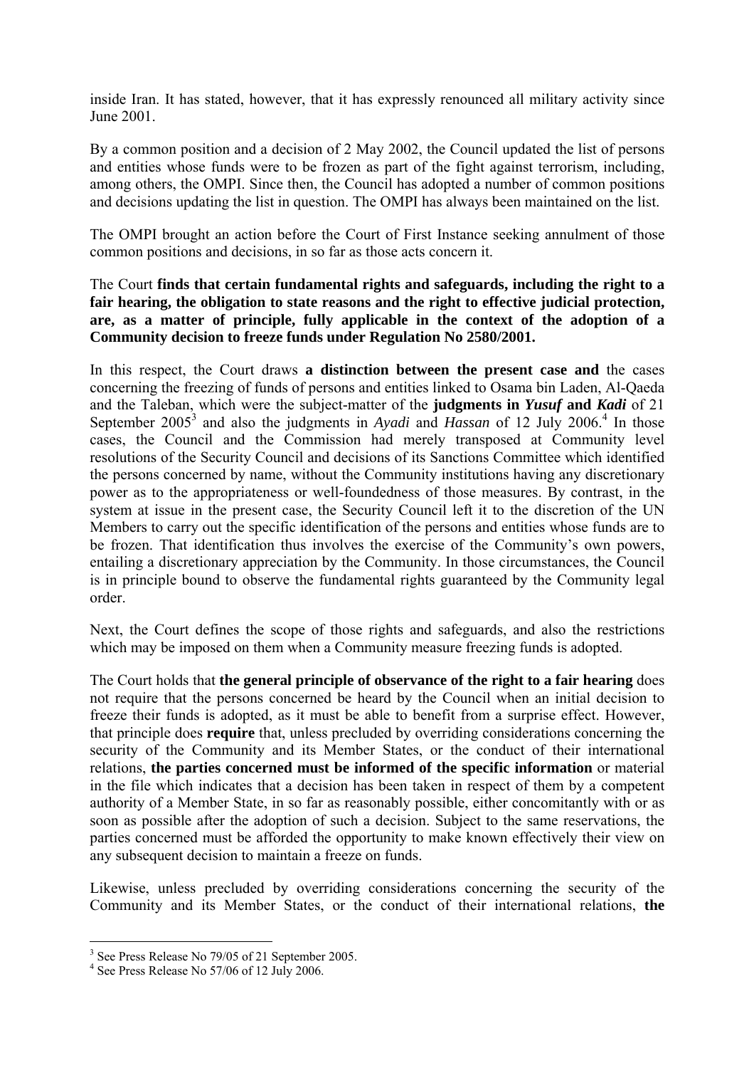inside Iran. It has stated, however, that it has expressly renounced all military activity since June 2001.

By a common position and a decision of 2 May 2002, the Council updated the list of persons and entities whose funds were to be frozen as part of the fight against terrorism, including, among others, the OMPI. Since then, the Council has adopted a number of common positions and decisions updating the list in question. The OMPI has always been maintained on the list.

The OMPI brought an action before the Court of First Instance seeking annulment of those common positions and decisions, in so far as those acts concern it.

The Court **finds that certain fundamental rights and safeguards, including the right to a fair hearing, the obligation to state reasons and the right to effective judicial protection, are, as a matter of principle, fully applicable in the context of the adoption of a Community decision to freeze funds under Regulation No 2580/2001.**

In this respect, the Court draws **a distinction between the present case and** the cases concerning the freezing of funds of persons and entities linked to Osama bin Laden, Al-Qaeda and the Taleban, which were the subject-matter of the **judgments in *Yusuf* and *Kadi*** of 21 September 2005[3] and also the judgments in *Ayadi* and *Hassan* of 12 July 2006.[4] In those cases, the Council and the Commission had merely transposed at Community level resolutions of the Security Council and decisions of its Sanctions Committee which identified the persons concerned by name, without the Community institutions having any discretionary power as to the appropriateness or well-foundedness of those measures. By contrast, in the system at issue in the present case, the Security Council left it to the discretion of the UN Members to carry out the specific identification of the persons and entities whose funds are to be frozen. That identification thus involves the exercise of the Community's own powers, entailing a discretionary appreciation by the Community. In those circumstances, the Council is in principle bound to observe the fundamental rights guaranteed by the Community legal order.

Next, the Court defines the scope of those rights and safeguards, and also the restrictions which may be imposed on them when a Community measure freezing funds is adopted.

The Court holds that **the general principle of observance of the right to a fair hearing** does not require that the persons concerned be heard by the Council when an initial decision to freeze their funds is adopted, as it must be able to benefit from a surprise effect. However, that principle does **require** that, unless precluded by overriding considerations concerning the security of the Community and its Member States, or the conduct of their international relations, **the parties concerned must be informed of the specific information** or material in the file which indicates that a decision has been taken in respect of them by a competent authority of a Member State, in so far as reasonably possible, either concomitantly with or as soon as possible after the adoption of such a decision. Subject to the same reservations, the parties concerned must be afforded the opportunity to make known effectively their view on any subsequent decision to maintain a freeze on funds.

Likewise, unless precluded by overriding considerations concerning the security of the Community and its Member States, or the conduct of their international relations, **the**

---

[3] See Press Release No 79/05 of 21 September 2005.

[4] See Press Release No 57/06 of 12 July 2006.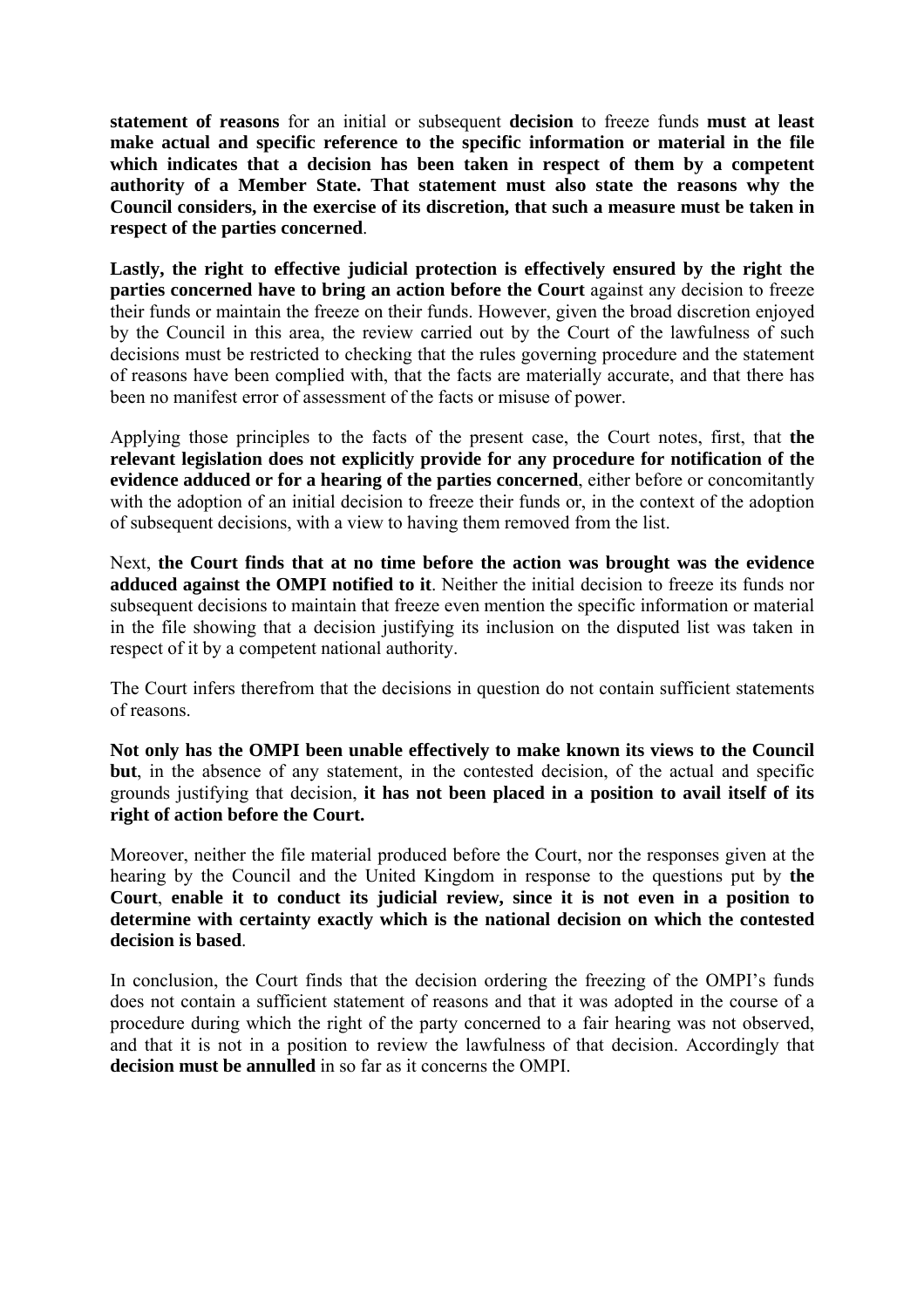**statement of reasons** for an initial or subsequent **decision** to freeze funds **must at least make actual and specific reference to the specific information or material in the file which indicates that a decision has been taken in respect of them by a competent authority of a Member State. That statement must also state the reasons why the Council considers, in the exercise of its discretion, that such a measure must be taken in respect of the parties concerned**.

**Lastly, the right to effective judicial protection is effectively ensured by the right the parties concerned have to bring an action before the Court** against any decision to freeze their funds or maintain the freeze on their funds. However, given the broad discretion enjoyed by the Council in this area, the review carried out by the Court of the lawfulness of such decisions must be restricted to checking that the rules governing procedure and the statement of reasons have been complied with, that the facts are materially accurate, and that there has been no manifest error of assessment of the facts or misuse of power.

Applying those principles to the facts of the present case, the Court notes, first, that **the relevant legislation does not explicitly provide for any procedure for notification of the evidence adduced or for a hearing of the parties concerned**, either before or concomitantly with the adoption of an initial decision to freeze their funds or, in the context of the adoption of subsequent decisions, with a view to having them removed from the list.

Next, **the Court finds that at no time before the action was brought was the evidence adduced against the OMPI notified to it**. Neither the initial decision to freeze its funds nor subsequent decisions to maintain that freeze even mention the specific information or material in the file showing that a decision justifying its inclusion on the disputed list was taken in respect of it by a competent national authority.

The Court infers therefrom that the decisions in question do not contain sufficient statements of reasons.

**Not only has the OMPI been unable effectively to make known its views to the Council but**, in the absence of any statement, in the contested decision, of the actual and specific grounds justifying that decision, **it has not been placed in a position to avail itself of its right of action before the Court.**

Moreover, neither the file material produced before the Court, nor the responses given at the hearing by the Council and the United Kingdom in response to the questions put by **the Court**, **enable it to conduct its judicial review, since it is not even in a position to determine with certainty exactly which is the national decision on which the contested decision is based**.

In conclusion, the Court finds that the decision ordering the freezing of the OMPI's funds does not contain a sufficient statement of reasons and that it was adopted in the course of a procedure during which the right of the party concerned to a fair hearing was not observed, and that it is not in a position to review the lawfulness of that decision. Accordingly that **decision must be annulled** in so far as it concerns the OMPI.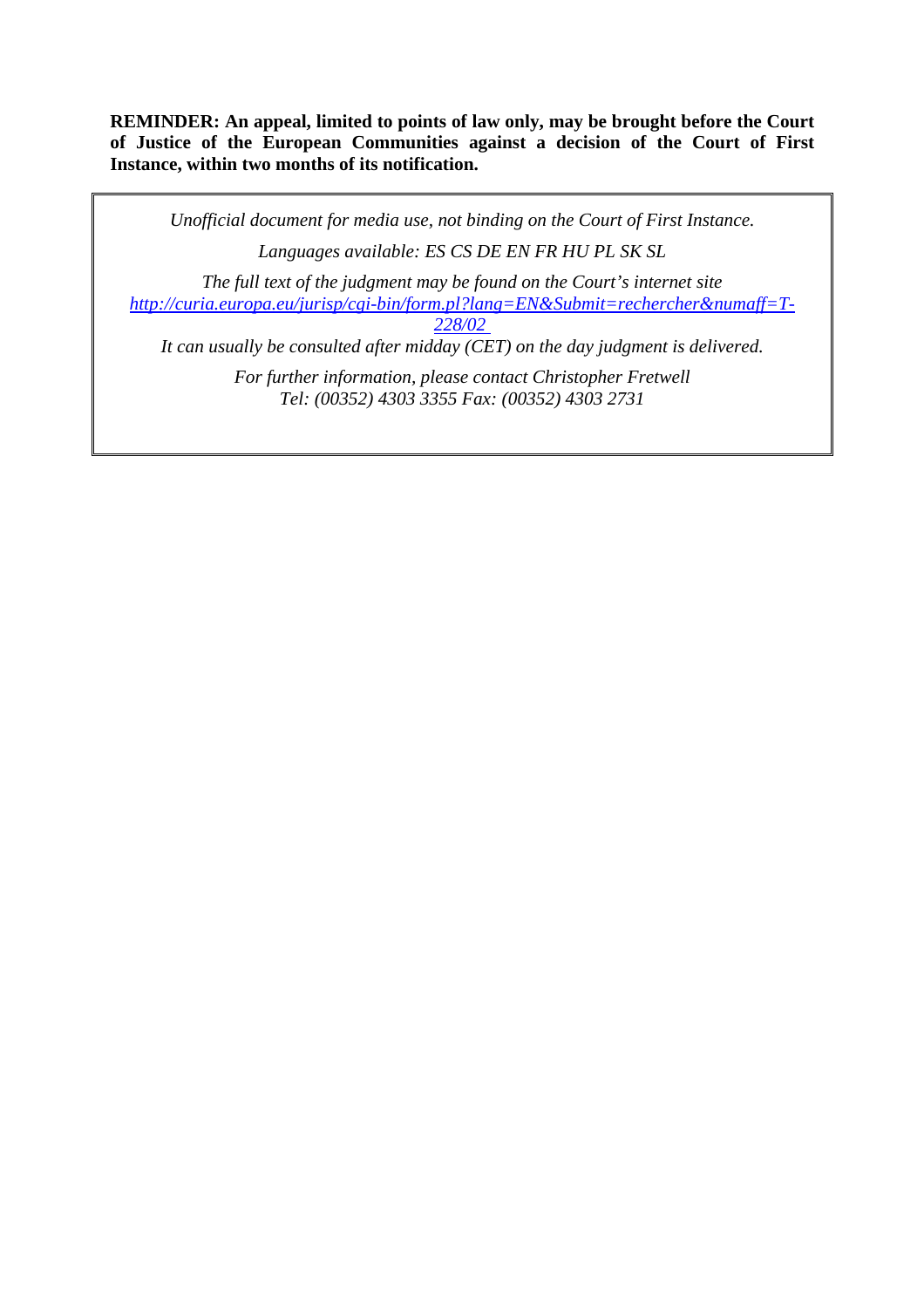**REMINDER: An appeal, limited to points of law only, may be brought before the Court of Justice of the European Communities against a decision of the Court of First Instance, within two months of its notification.**

*Unofficial document for media use, not binding on the Court of First Instance.*

*Languages available: ES CS DE EN FR HU PL SK SL*

*The full text of the judgment may be found on the Court's internet site*
*http://curia.europa.eu/jurisp/cgi-bin/form.pl?lang=EN&Submit=rechercher&numaff=T-228/02*
*It can usually be consulted after midday (CET) on the day judgment is delivered.*

*For further information, please contact Christopher Fretwell*
*Tel: (00352) 4303 3355 Fax: (00352) 4303 2731*